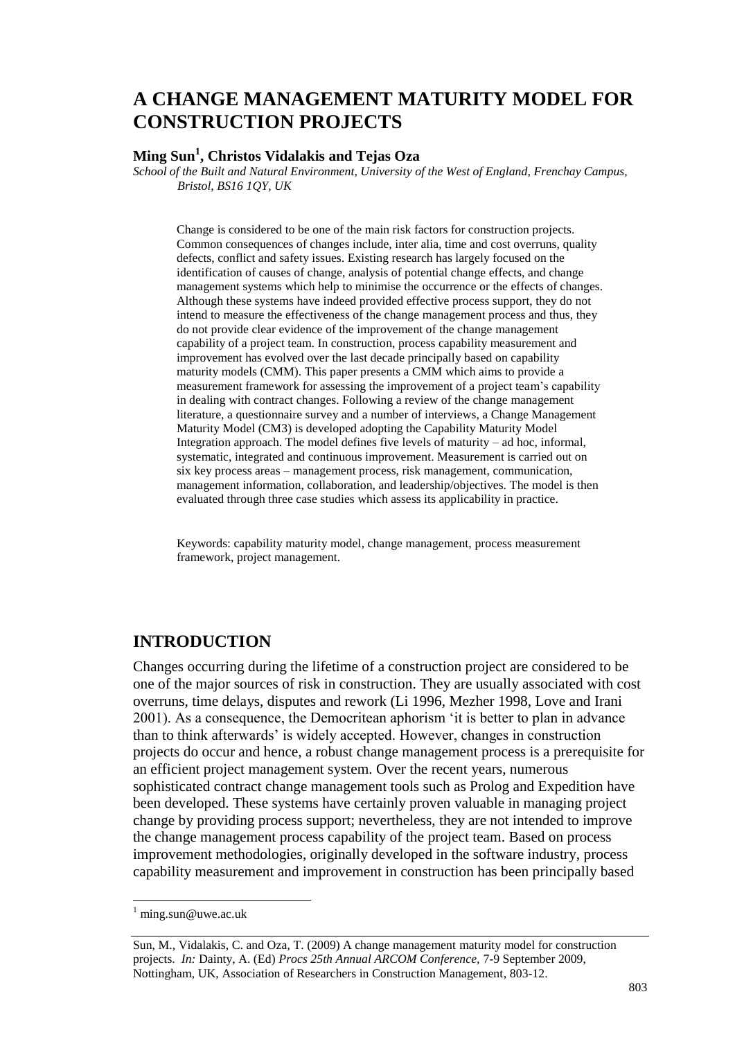# A CHANGE MANAGEMENT MATURITY MODEL FOR CONSTRUCTION PROJECTS

**Ming Sun[1], Christos Vidalakis and Tejas Oza**

*School of the Built and Natural Environment, University of the West of England, Frenchay Campus, Bristol, BS16 1QY, UK*

Change is considered to be one of the main risk factors for construction projects. Common consequences of changes include, inter alia, time and cost overruns, quality defects, conflict and safety issues. Existing research has largely focused on the identification of causes of change, analysis of potential change effects, and change management systems which help to minimise the occurrence or the effects of changes. Although these systems have indeed provided effective process support, they do not intend to measure the effectiveness of the change management process and thus, they do not provide clear evidence of the improvement of the change management capability of a project team. In construction, process capability measurement and improvement has evolved over the last decade principally based on capability maturity models (CMM). This paper presents a CMM which aims to provide a measurement framework for assessing the improvement of a project team's capability in dealing with contract changes. Following a review of the change management literature, a questionnaire survey and a number of interviews, a Change Management Maturity Model (CM3) is developed adopting the Capability Maturity Model Integration approach. The model defines five levels of maturity – ad hoc, informal, systematic, integrated and continuous improvement. Measurement is carried out on six key process areas – management process, risk management, communication, management information, collaboration, and leadership/objectives. The model is then evaluated through three case studies which assess its applicability in practice.

Keywords: capability maturity model, change management, process measurement framework, project management.

## INTRODUCTION

Changes occurring during the lifetime of a construction project are considered to be one of the major sources of risk in construction. They are usually associated with cost overruns, time delays, disputes and rework (Li 1996, Mezher 1998, Love and Irani 2001). As a consequence, the Democritean aphorism 'it is better to plan in advance than to think afterwards' is widely accepted. However, changes in construction projects do occur and hence, a robust change management process is a prerequisite for an efficient project management system. Over the recent years, numerous sophisticated contract change management tools such as Prolog and Expedition have been developed. These systems have certainly proven valuable in managing project change by providing process support; nevertheless, they are not intended to improve the change management process capability of the project team. Based on process improvement methodologies, originally developed in the software industry, process capability measurement and improvement in construction has been principally based

[1] ming.sun@uwe.ac.uk

Sun, M., Vidalakis, C. and Oza, T. (2009) A change management maturity model for construction projects. *In:* Dainty, A. (Ed) *Procs 25th Annual ARCOM Conference,* 7-9 September 2009, Nottingham, UK, Association of Researchers in Construction Management, 803-12.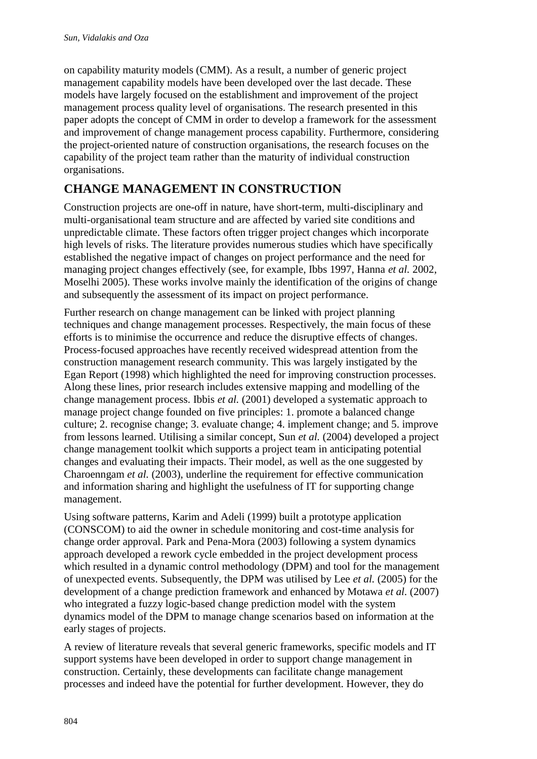on capability maturity models (CMM). As a result, a number of generic project management capability models have been developed over the last decade. These models have largely focused on the establishment and improvement of the project management process quality level of organisations. The research presented in this paper adopts the concept of CMM in order to develop a framework for the assessment and improvement of change management process capability. Furthermore, considering the project-oriented nature of construction organisations, the research focuses on the capability of the project team rather than the maturity of individual construction organisations.

## CHANGE MANAGEMENT IN CONSTRUCTION

Construction projects are one-off in nature, have short-term, multi-disciplinary and multi-organisational team structure and are affected by varied site conditions and unpredictable climate. These factors often trigger project changes which incorporate high levels of risks. The literature provides numerous studies which have specifically established the negative impact of changes on project performance and the need for managing project changes effectively (see, for example, Ibbs 1997, Hanna *et al.* 2002, Moselhi 2005). These works involve mainly the identification of the origins of change and subsequently the assessment of its impact on project performance.

Further research on change management can be linked with project planning techniques and change management processes. Respectively, the main focus of these efforts is to minimise the occurrence and reduce the disruptive effects of changes. Process-focused approaches have recently received widespread attention from the construction management research community. This was largely instigated by the Egan Report (1998) which highlighted the need for improving construction processes. Along these lines, prior research includes extensive mapping and modelling of the change management process. Ibbis *et al.* (2001) developed a systematic approach to manage project change founded on five principles: 1. promote a balanced change culture; 2. recognise change; 3. evaluate change; 4. implement change; and 5. improve from lessons learned. Utilising a similar concept, Sun *et al.* (2004) developed a project change management toolkit which supports a project team in anticipating potential changes and evaluating their impacts. Their model, as well as the one suggested by Charoenngam *et al.* (2003), underline the requirement for effective communication and information sharing and highlight the usefulness of IT for supporting change management.

Using software patterns, Karim and Adeli (1999) built a prototype application (CONSCOM) to aid the owner in schedule monitoring and cost-time analysis for change order approval. Park and Pena-Mora (2003) following a system dynamics approach developed a rework cycle embedded in the project development process which resulted in a dynamic control methodology (DPM) and tool for the management of unexpected events. Subsequently, the DPM was utilised by Lee *et al.* (2005) for the development of a change prediction framework and enhanced by Motawa *et al.* (2007) who integrated a fuzzy logic-based change prediction model with the system dynamics model of the DPM to manage change scenarios based on information at the early stages of projects.

A review of literature reveals that several generic frameworks, specific models and IT support systems have been developed in order to support change management in construction. Certainly, these developments can facilitate change management processes and indeed have the potential for further development. However, they do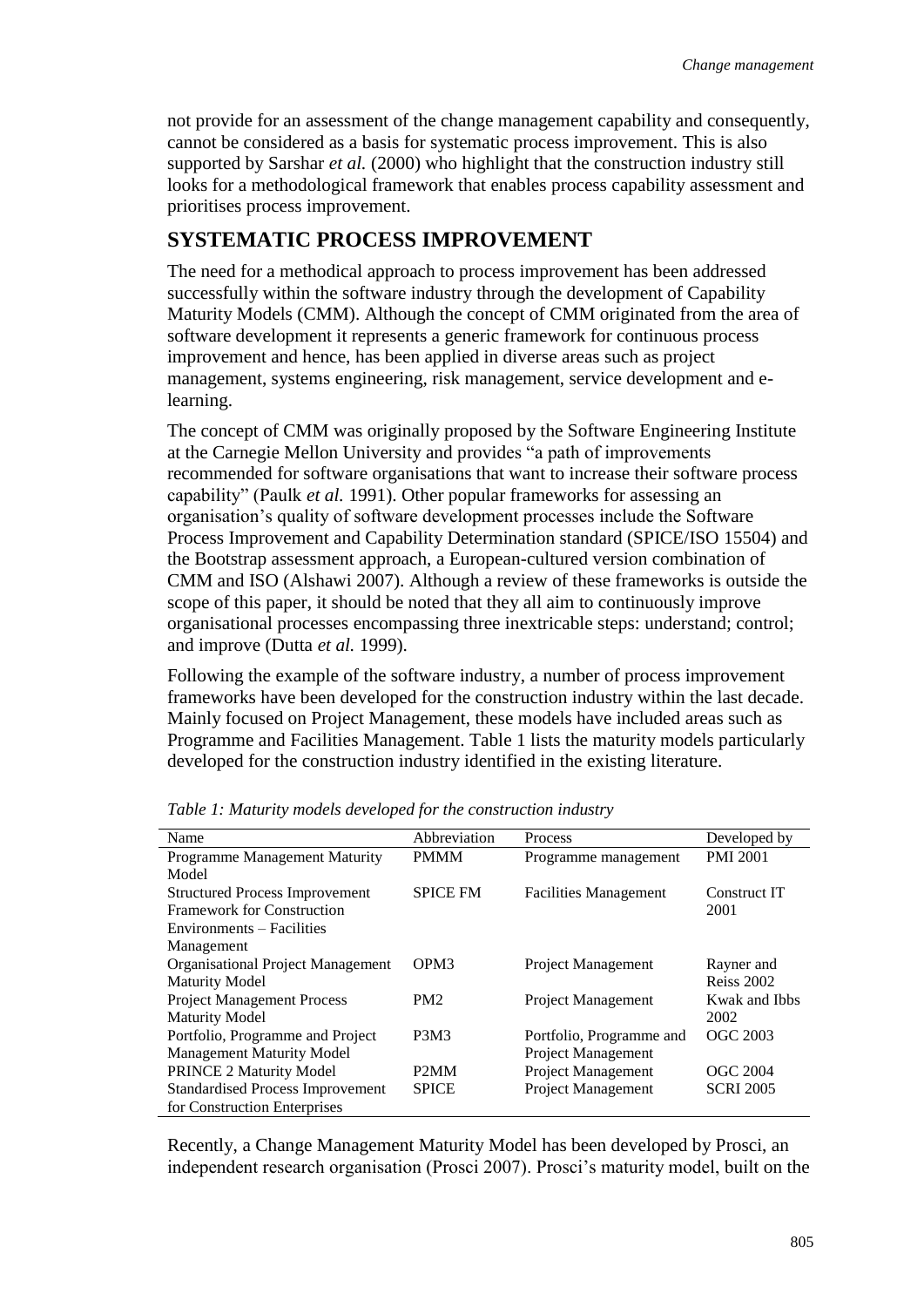not provide for an assessment of the change management capability and consequently, cannot be considered as a basis for systematic process improvement. This is also supported by Sarshar *et al.* (2000) who highlight that the construction industry still looks for a methodological framework that enables process capability assessment and prioritises process improvement.

## SYSTEMATIC PROCESS IMPROVEMENT

The need for a methodical approach to process improvement has been addressed successfully within the software industry through the development of Capability Maturity Models (CMM). Although the concept of CMM originated from the area of software development it represents a generic framework for continuous process improvement and hence, has been applied in diverse areas such as project management, systems engineering, risk management, service development and e-learning.

The concept of CMM was originally proposed by the Software Engineering Institute at the Carnegie Mellon University and provides "a path of improvements recommended for software organisations that want to increase their software process capability" (Paulk *et al.* 1991). Other popular frameworks for assessing an organisation's quality of software development processes include the Software Process Improvement and Capability Determination standard (SPICE/ISO 15504) and the Bootstrap assessment approach, a European-cultured version combination of CMM and ISO (Alshawi 2007). Although a review of these frameworks is outside the scope of this paper, it should be noted that they all aim to continuously improve organisational processes encompassing three inextricable steps: understand; control; and improve (Dutta *et al.* 1999).

Following the example of the software industry, a number of process improvement frameworks have been developed for the construction industry within the last decade. Mainly focused on Project Management, these models have included areas such as Programme and Facilities Management. Table 1 lists the maturity models particularly developed for the construction industry identified in the existing literature.

*Table 1: Maturity models developed for the construction industry*

| Name | Abbreviation | Process | Developed by |
|---|---|---|---|
| Programme Management Maturity Model | PMMM | Programme management | PMI 2001 |
| Structured Process Improvement Framework for Construction Environments – Facilities Management | SPICE FM | Facilities Management | Construct IT 2001 |
| Organisational Project Management Maturity Model | OPM3 | Project Management | Rayner and Reiss 2002 |
| Project Management Process Maturity Model | PM2 | Project Management | Kwak and Ibbs 2002 |
| Portfolio, Programme and Project Management Maturity Model | P3M3 | Portfolio, Programme and Project Management | OGC 2003 |
| PRINCE 2 Maturity Model | P2MM | Project Management | OGC 2004 |
| Standardised Process Improvement for Construction Enterprises | SPICE | Project Management | SCRI 2005 |

Recently, a Change Management Maturity Model has been developed by Prosci, an independent research organisation (Prosci 2007). Prosci's maturity model, built on the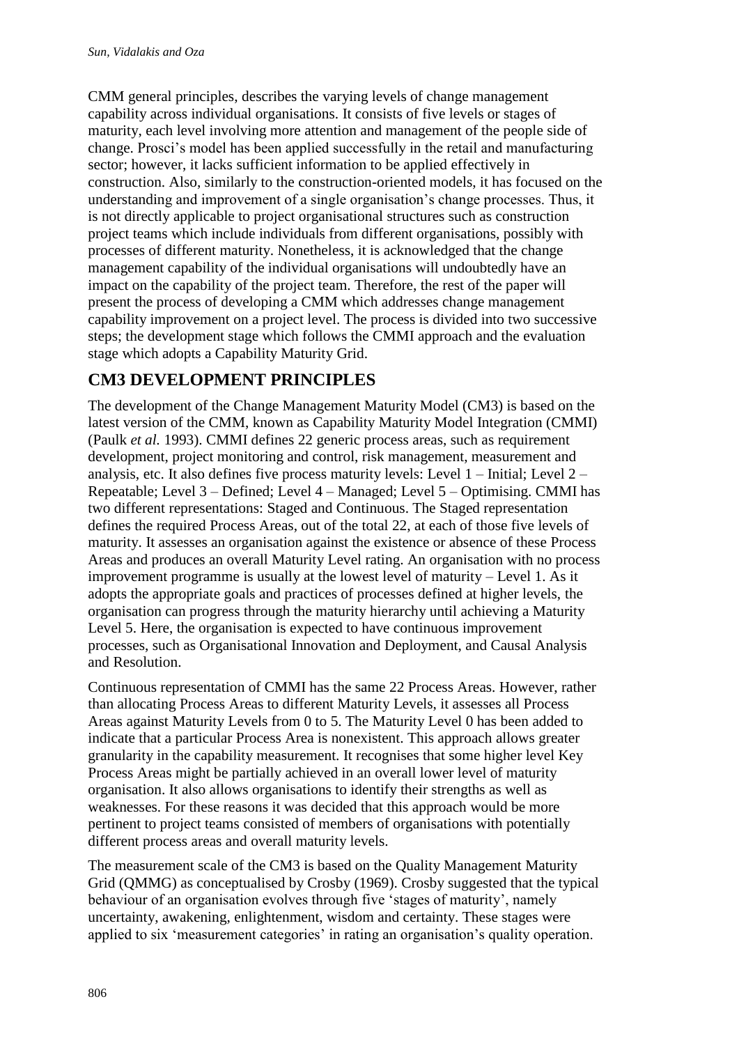CMM general principles, describes the varying levels of change management capability across individual organisations. It consists of five levels or stages of maturity, each level involving more attention and management of the people side of change. Prosci's model has been applied successfully in the retail and manufacturing sector; however, it lacks sufficient information to be applied effectively in construction. Also, similarly to the construction-oriented models, it has focused on the understanding and improvement of a single organisation's change processes. Thus, it is not directly applicable to project organisational structures such as construction project teams which include individuals from different organisations, possibly with processes of different maturity. Nonetheless, it is acknowledged that the change management capability of the individual organisations will undoubtedly have an impact on the capability of the project team. Therefore, the rest of the paper will present the process of developing a CMM which addresses change management capability improvement on a project level. The process is divided into two successive steps; the development stage which follows the CMMI approach and the evaluation stage which adopts a Capability Maturity Grid.

## CM3 DEVELOPMENT PRINCIPLES

The development of the Change Management Maturity Model (CM3) is based on the latest version of the CMM, known as Capability Maturity Model Integration (CMMI) (Paulk *et al.* 1993). CMMI defines 22 generic process areas, such as requirement development, project monitoring and control, risk management, measurement and analysis, etc. It also defines five process maturity levels: Level 1 – Initial; Level 2 – Repeatable; Level 3 – Defined; Level 4 – Managed; Level 5 – Optimising. CMMI has two different representations: Staged and Continuous. The Staged representation defines the required Process Areas, out of the total 22, at each of those five levels of maturity. It assesses an organisation against the existence or absence of these Process Areas and produces an overall Maturity Level rating. An organisation with no process improvement programme is usually at the lowest level of maturity – Level 1. As it adopts the appropriate goals and practices of processes defined at higher levels, the organisation can progress through the maturity hierarchy until achieving a Maturity Level 5. Here, the organisation is expected to have continuous improvement processes, such as Organisational Innovation and Deployment, and Causal Analysis and Resolution.

Continuous representation of CMMI has the same 22 Process Areas. However, rather than allocating Process Areas to different Maturity Levels, it assesses all Process Areas against Maturity Levels from 0 to 5. The Maturity Level 0 has been added to indicate that a particular Process Area is nonexistent. This approach allows greater granularity in the capability measurement. It recognises that some higher level Key Process Areas might be partially achieved in an overall lower level of maturity organisation. It also allows organisations to identify their strengths as well as weaknesses. For these reasons it was decided that this approach would be more pertinent to project teams consisted of members of organisations with potentially different process areas and overall maturity levels.

The measurement scale of the CM3 is based on the Quality Management Maturity Grid (QMMG) as conceptualised by Crosby (1969). Crosby suggested that the typical behaviour of an organisation evolves through five 'stages of maturity', namely uncertainty, awakening, enlightenment, wisdom and certainty. These stages were applied to six 'measurement categories' in rating an organisation's quality operation.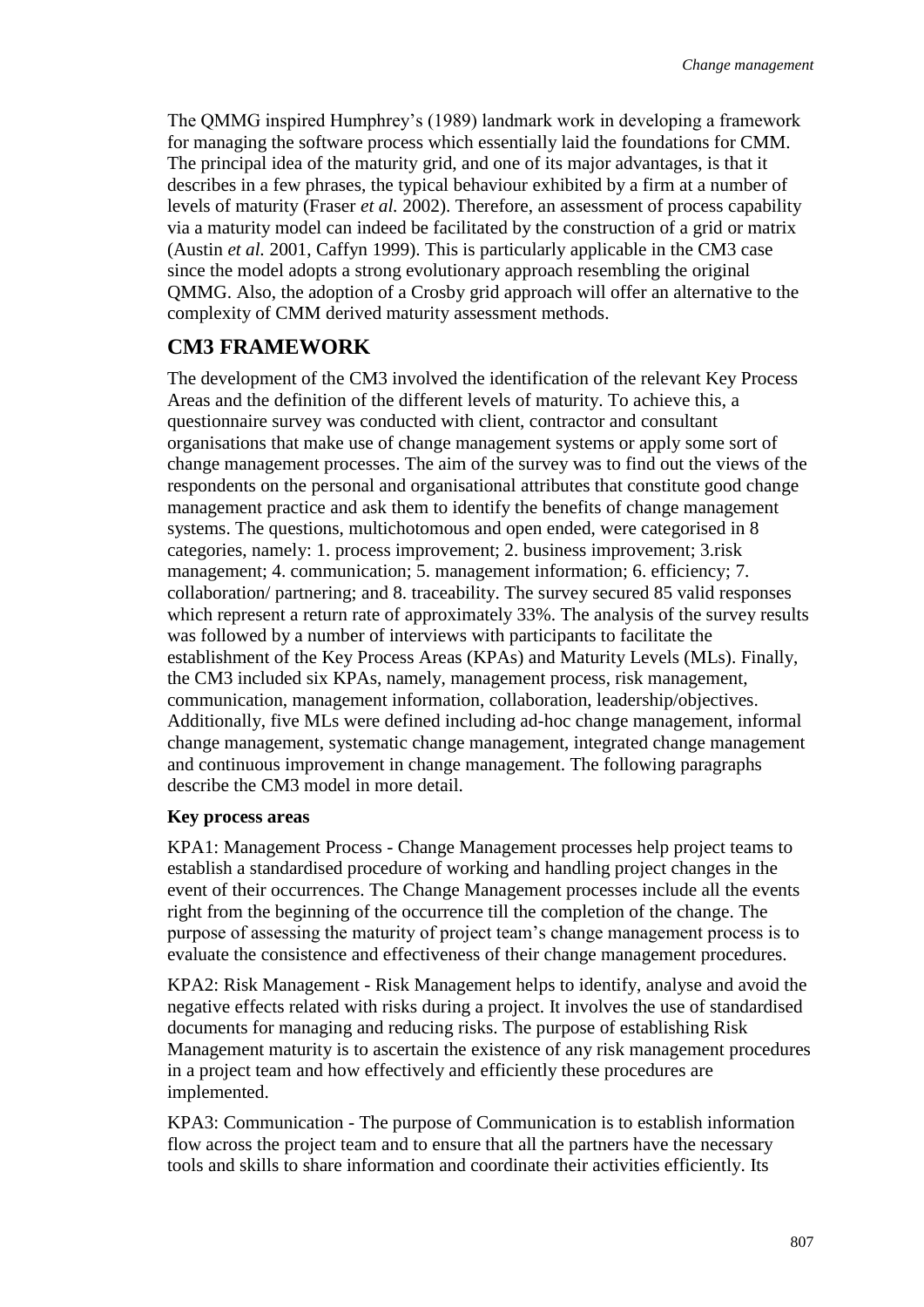The QMMG inspired Humphrey's (1989) landmark work in developing a framework for managing the software process which essentially laid the foundations for CMM. The principal idea of the maturity grid, and one of its major advantages, is that it describes in a few phrases, the typical behaviour exhibited by a firm at a number of levels of maturity (Fraser *et al.* 2002). Therefore, an assessment of process capability via a maturity model can indeed be facilitated by the construction of a grid or matrix (Austin *et al.* 2001, Caffyn 1999). This is particularly applicable in the CM3 case since the model adopts a strong evolutionary approach resembling the original QMMG. Also, the adoption of a Crosby grid approach will offer an alternative to the complexity of CMM derived maturity assessment methods.

## CM3 FRAMEWORK

The development of the CM3 involved the identification of the relevant Key Process Areas and the definition of the different levels of maturity. To achieve this, a questionnaire survey was conducted with client, contractor and consultant organisations that make use of change management systems or apply some sort of change management processes. The aim of the survey was to find out the views of the respondents on the personal and organisational attributes that constitute good change management practice and ask them to identify the benefits of change management systems. The questions, multichotomous and open ended, were categorised in 8 categories, namely: 1. process improvement; 2. business improvement; 3.risk management; 4. communication; 5. management information; 6. efficiency; 7. collaboration/ partnering; and 8. traceability. The survey secured 85 valid responses which represent a return rate of approximately 33%. The analysis of the survey results was followed by a number of interviews with participants to facilitate the establishment of the Key Process Areas (KPAs) and Maturity Levels (MLs). Finally, the CM3 included six KPAs, namely, management process, risk management, communication, management information, collaboration, leadership/objectives. Additionally, five MLs were defined including ad-hoc change management, informal change management, systematic change management, integrated change management and continuous improvement in change management. The following paragraphs describe the CM3 model in more detail.

### Key process areas

KPA1: Management Process - Change Management processes help project teams to establish a standardised procedure of working and handling project changes in the event of their occurrences. The Change Management processes include all the events right from the beginning of the occurrence till the completion of the change. The purpose of assessing the maturity of project team's change management process is to evaluate the consistence and effectiveness of their change management procedures.

KPA2: Risk Management - Risk Management helps to identify, analyse and avoid the negative effects related with risks during a project. It involves the use of standardised documents for managing and reducing risks. The purpose of establishing Risk Management maturity is to ascertain the existence of any risk management procedures in a project team and how effectively and efficiently these procedures are implemented.

KPA3: Communication - The purpose of Communication is to establish information flow across the project team and to ensure that all the partners have the necessary tools and skills to share information and coordinate their activities efficiently. Its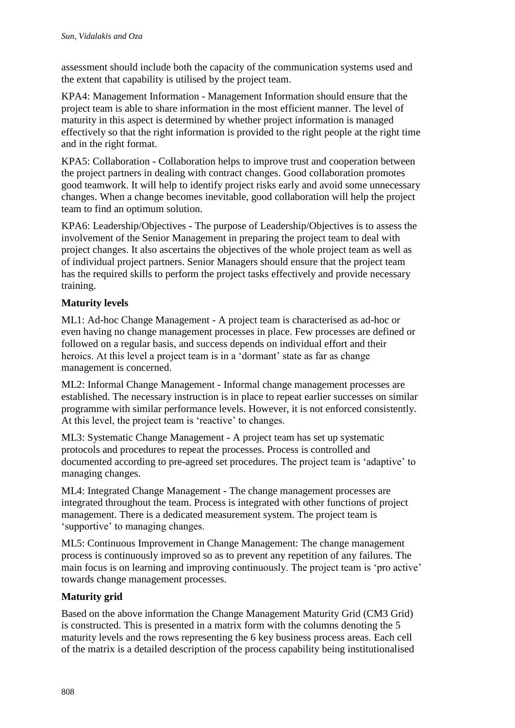assessment should include both the capacity of the communication systems used and the extent that capability is utilised by the project team.

KPA4: Management Information - Management Information should ensure that the project team is able to share information in the most efficient manner. The level of maturity in this aspect is determined by whether project information is managed effectively so that the right information is provided to the right people at the right time and in the right format.

KPA5: Collaboration - Collaboration helps to improve trust and cooperation between the project partners in dealing with contract changes. Good collaboration promotes good teamwork. It will help to identify project risks early and avoid some unnecessary changes. When a change becomes inevitable, good collaboration will help the project team to find an optimum solution.

KPA6: Leadership/Objectives - The purpose of Leadership/Objectives is to assess the involvement of the Senior Management in preparing the project team to deal with project changes. It also ascertains the objectives of the whole project team as well as of individual project partners. Senior Managers should ensure that the project team has the required skills to perform the project tasks effectively and provide necessary training.

### Maturity levels

ML1: Ad-hoc Change Management - A project team is characterised as ad-hoc or even having no change management processes in place. Few processes are defined or followed on a regular basis, and success depends on individual effort and their heroics. At this level a project team is in a 'dormant' state as far as change management is concerned.

ML2: Informal Change Management - Informal change management processes are established. The necessary instruction is in place to repeat earlier successes on similar programme with similar performance levels. However, it is not enforced consistently. At this level, the project team is 'reactive' to changes.

ML3: Systematic Change Management - A project team has set up systematic protocols and procedures to repeat the processes. Process is controlled and documented according to pre-agreed set procedures. The project team is 'adaptive' to managing changes.

ML4: Integrated Change Management - The change management processes are integrated throughout the team. Process is integrated with other functions of project management. There is a dedicated measurement system. The project team is 'supportive' to managing changes.

ML5: Continuous Improvement in Change Management: The change management process is continuously improved so as to prevent any repetition of any failures. The main focus is on learning and improving continuously. The project team is 'pro active' towards change management processes.

### Maturity grid

Based on the above information the Change Management Maturity Grid (CM3 Grid) is constructed. This is presented in a matrix form with the columns denoting the 5 maturity levels and the rows representing the 6 key business process areas. Each cell of the matrix is a detailed description of the process capability being institutionalised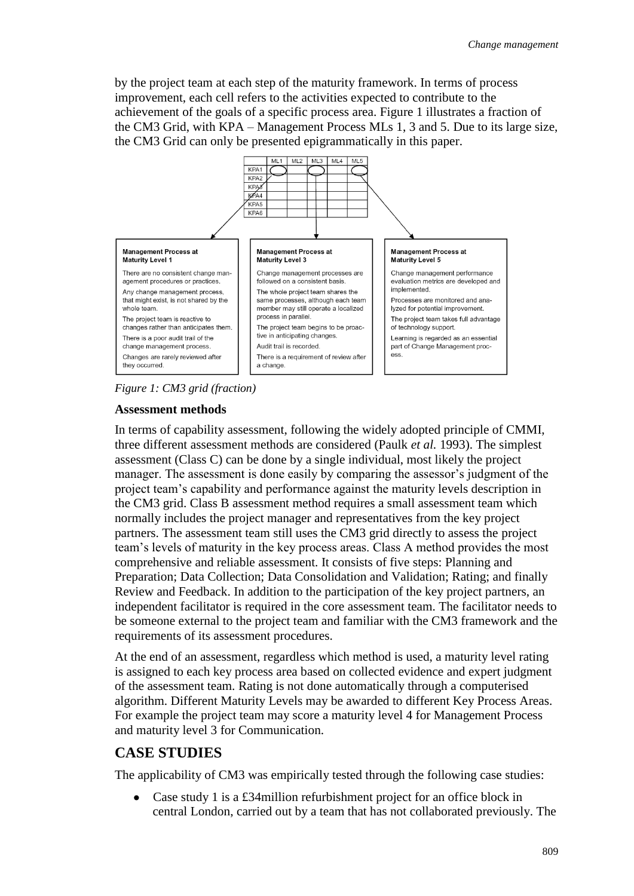by the project team at each step of the maturity framework. In terms of process improvement, each cell refers to the activities expected to contribute to the achievement of the goals of a specific process area. Figure 1 illustrates a fraction of the CM3 Grid, with KPA – Management Process MLs 1, 3 and 5. Due to its large size, the CM3 Grid can only be presented epigrammatically in this paper.

| | ML1 | ML2 | ML3 | ML4 | ML5 |
|---|---|---|---|---|---|
| KPA1 | | | | | |
| KPA2 | | | | | |
| KPA3 | | | | | |
| KPA4 | | | | | |
| KPA5 | | | | | |
| KPA6 | | | | | |

**Management Process at Maturity Level 1**

There are no consistent change management procedures or practices.

Any change management process, that might exist, is not shared by the whole team.

The project team is reactive to changes rather than anticipates them.

There is a poor audit trail of the change management process.

Changes are rarely reviewed after they occurred.

**Management Process at Maturity Level 3**

Change management processes are followed on a consistent basis.

The whole project team shares the same processes, although each team member may still operate a localized process in parallel.

The project team begins to be proactive in anticipating changes.

Audit trail is recorded.

There is a requirement of review after a change.

**Management Process at Maturity Level 5**

Change management performance evaluation metrics are developed and implemented.

Processes are monitored and analyzed for potential improvement.

The project team takes full advantage of technology support.

Learning is regarded as an essential part of Change Management process.

*Figure 1: CM3 grid (fraction)*

**Assessment methods**

In terms of capability assessment, following the widely adopted principle of CMMI, three different assessment methods are considered (Paulk *et al.* 1993). The simplest assessment (Class C) can be done by a single individual, most likely the project manager. The assessment is done easily by comparing the assessor's judgment of the project team's capability and performance against the maturity levels description in the CM3 grid. Class B assessment method requires a small assessment team which normally includes the project manager and representatives from the key project partners. The assessment team still uses the CM3 grid directly to assess the project team's levels of maturity in the key process areas. Class A method provides the most comprehensive and reliable assessment. It consists of five steps: Planning and Preparation; Data Collection; Data Consolidation and Validation; Rating; and finally Review and Feedback. In addition to the participation of the key project partners, an independent facilitator is required in the core assessment team. The facilitator needs to be someone external to the project team and familiar with the CM3 framework and the requirements of its assessment procedures.

At the end of an assessment, regardless which method is used, a maturity level rating is assigned to each key process area based on collected evidence and expert judgment of the assessment team. Rating is not done automatically through a computerised algorithm. Different Maturity Levels may be awarded to different Key Process Areas. For example the project team may score a maturity level 4 for Management Process and maturity level 3 for Communication.

## CASE STUDIES

The applicability of CM3 was empirically tested through the following case studies:

- Case study 1 is a £34million refurbishment project for an office block in central London, carried out by a team that has not collaborated previously. The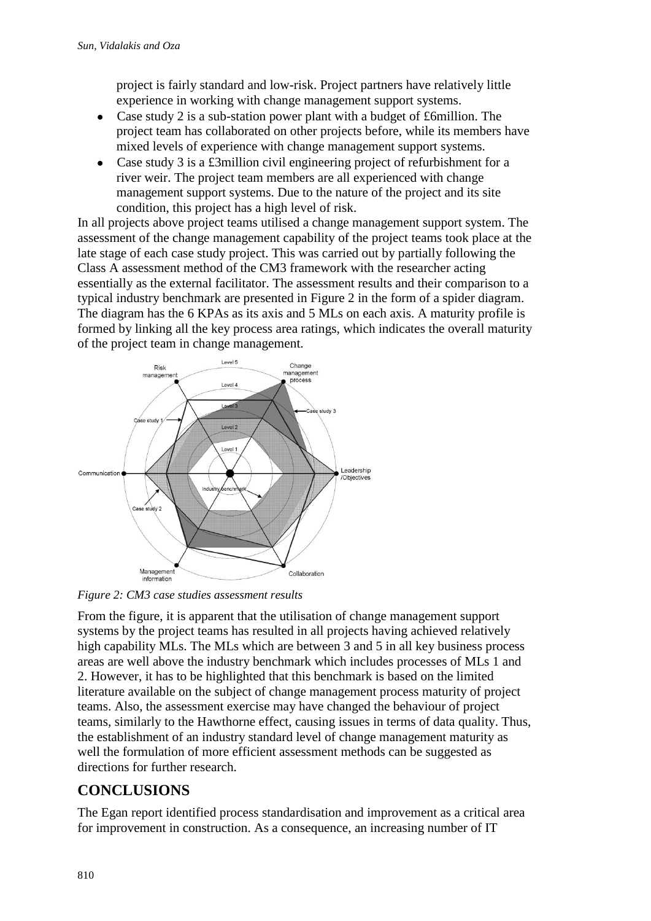project is fairly standard and low-risk. Project partners have relatively little experience in working with change management support systems.

- Case study 2 is a sub-station power plant with a budget of £6million. The project team has collaborated on other projects before, while its members have mixed levels of experience with change management support systems.
- Case study 3 is a £3million civil engineering project of refurbishment for a river weir. The project team members are all experienced with change management support systems. Due to the nature of the project and its site condition, this project has a high level of risk.

In all projects above project teams utilised a change management support system. The assessment of the change management capability of the project teams took place at the late stage of each case study project. This was carried out by partially following the Class A assessment method of the CM3 framework with the researcher acting essentially as the external facilitator. The assessment results and their comparison to a typical industry benchmark are presented in Figure 2 in the form of a spider diagram. The diagram has the 6 KPAs as its axis and 5 MLs on each axis. A maturity profile is formed by linking all the key process area ratings, which indicates the overall maturity of the project team in change management.

*Figure 2: CM3 case studies assessment results*

From the figure, it is apparent that the utilisation of change management support systems by the project teams has resulted in all projects having achieved relatively high capability MLs. The MLs which are between 3 and 5 in all key business process areas are well above the industry benchmark which includes processes of MLs 1 and 2. However, it has to be highlighted that this benchmark is based on the limited literature available on the subject of change management process maturity of project teams. Also, the assessment exercise may have changed the behaviour of project teams, similarly to the Hawthorne effect, causing issues in terms of data quality. Thus, the establishment of an industry standard level of change management maturity as well the formulation of more efficient assessment methods can be suggested as directions for further research.

## CONCLUSIONS

The Egan report identified process standardisation and improvement as a critical area for improvement in construction. As a consequence, an increasing number of IT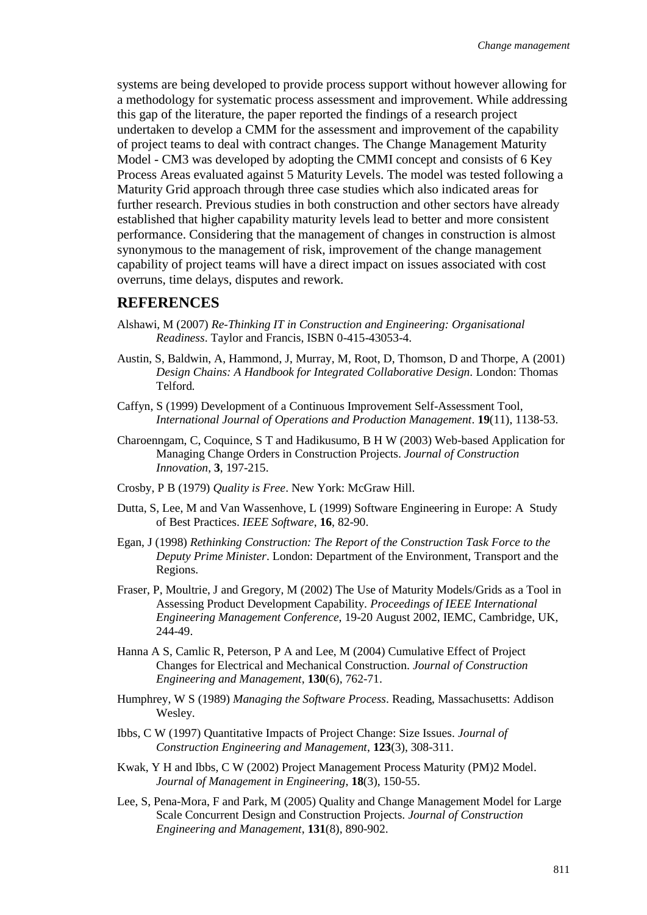systems are being developed to provide process support without however allowing for a methodology for systematic process assessment and improvement. While addressing this gap of the literature, the paper reported the findings of a research project undertaken to develop a CMM for the assessment and improvement of the capability of project teams to deal with contract changes. The Change Management Maturity Model - CM3 was developed by adopting the CMMI concept and consists of 6 Key Process Areas evaluated against 5 Maturity Levels. The model was tested following a Maturity Grid approach through three case studies which also indicated areas for further research. Previous studies in both construction and other sectors have already established that higher capability maturity levels lead to better and more consistent performance. Considering that the management of changes in construction is almost synonymous to the management of risk, improvement of the change management capability of project teams will have a direct impact on issues associated with cost overruns, time delays, disputes and rework.

## REFERENCES

Alshawi, M (2007) *Re-Thinking IT in Construction and Engineering: Organisational Readiness*. Taylor and Francis, ISBN 0-415-43053-4.

Austin, S, Baldwin, A, Hammond, J, Murray, M, Root, D, Thomson, D and Thorpe, A (2001) *Design Chains: A Handbook for Integrated Collaborative Design*. London: Thomas Telford.

Caffyn, S (1999) Development of a Continuous Improvement Self-Assessment Tool, *International Journal of Operations and Production Management*. **19**(11), 1138-53.

Charoenngam, C, Coquince, S T and Hadikusumo, B H W (2003) Web-based Application for Managing Change Orders in Construction Projects. *Journal of Construction Innovation*, **3**, 197-215.

Crosby, P B (1979) *Quality is Free*. New York: McGraw Hill.

Dutta, S, Lee, M and Van Wassenhove, L (1999) Software Engineering in Europe: A Study of Best Practices. *IEEE Software*, **16**, 82-90.

Egan, J (1998) *Rethinking Construction: The Report of the Construction Task Force to the Deputy Prime Minister*. London: Department of the Environment, Transport and the Regions.

Fraser, P, Moultrie, J and Gregory, M (2002) The Use of Maturity Models/Grids as a Tool in Assessing Product Development Capability. *Proceedings of IEEE International Engineering Management Conference*, 19-20 August 2002, IEMC, Cambridge, UK, 244-49.

Hanna A S, Camlic R, Peterson, P A and Lee, M (2004) Cumulative Effect of Project Changes for Electrical and Mechanical Construction. *Journal of Construction Engineering and Management*, **130**(6), 762-71.

Humphrey, W S (1989) *Managing the Software Process*. Reading, Massachusetts: Addison Wesley.

Ibbs, C W (1997) Quantitative Impacts of Project Change: Size Issues. *Journal of Construction Engineering and Management*, **123**(3), 308-311.

Kwak, Y H and Ibbs, C W (2002) Project Management Process Maturity (PM)2 Model. *Journal of Management in Engineering*, **18**(3), 150-55.

Lee, S, Pena-Mora, F and Park, M (2005) Quality and Change Management Model for Large Scale Concurrent Design and Construction Projects. *Journal of Construction Engineering and Management*, **131**(8), 890-902.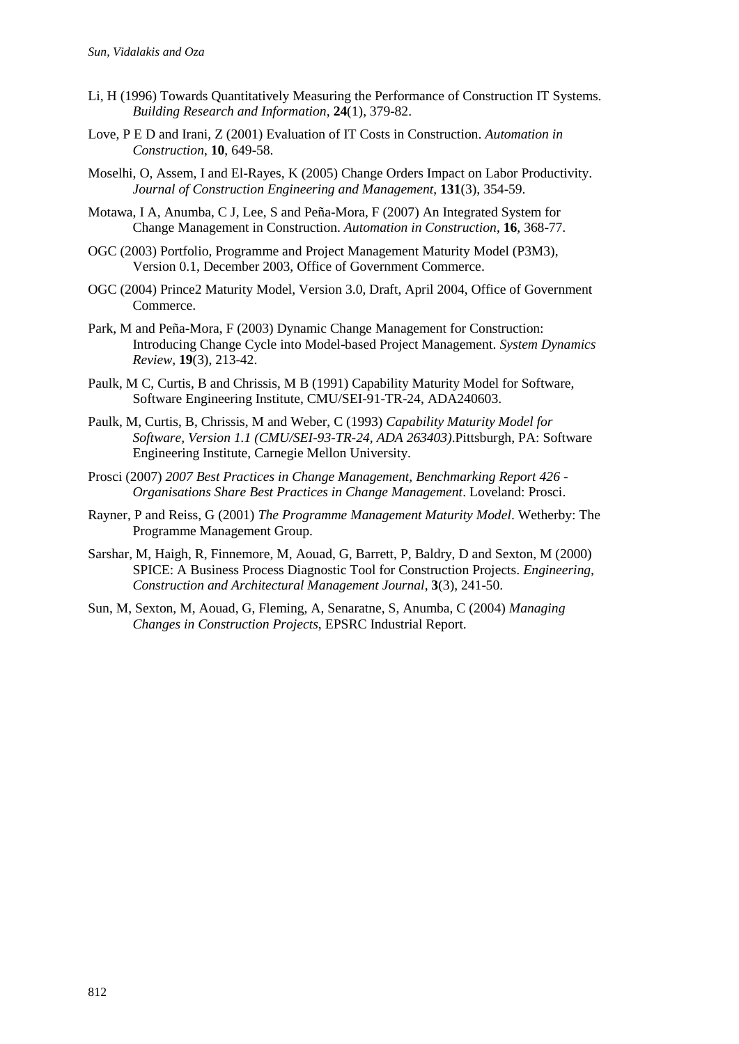Li, H (1996) Towards Quantitatively Measuring the Performance of Construction IT Systems. *Building Research and Information*, **24**(1), 379-82.

Love, P E D and Irani, Z (2001) Evaluation of IT Costs in Construction. *Automation in Construction*, **10**, 649-58.

Moselhi, O, Assem, I and El-Rayes, K (2005) Change Orders Impact on Labor Productivity. *Journal of Construction Engineering and Management*, **131**(3), 354-59.

Motawa, I A, Anumba, C J, Lee, S and Peña-Mora, F (2007) An Integrated System for Change Management in Construction. *Automation in Construction*, **16**, 368-77.

OGC (2003) Portfolio, Programme and Project Management Maturity Model (P3M3), Version 0.1, December 2003, Office of Government Commerce.

OGC (2004) Prince2 Maturity Model, Version 3.0, Draft, April 2004, Office of Government Commerce.

Park, M and Peña-Mora, F (2003) Dynamic Change Management for Construction: Introducing Change Cycle into Model-based Project Management. *System Dynamics Review*, **19**(3), 213-42.

Paulk, M C, Curtis, B and Chrissis, M B (1991) Capability Maturity Model for Software, Software Engineering Institute, CMU/SEI-91-TR-24, ADA240603.

Paulk, M, Curtis, B, Chrissis, M and Weber, C (1993) *Capability Maturity Model for Software, Version 1.1 (CMU/SEI-93-TR-24, ADA 263403)*.Pittsburgh, PA: Software Engineering Institute, Carnegie Mellon University.

Prosci (2007) *2007 Best Practices in Change Management, Benchmarking Report 426 - Organisations Share Best Practices in Change Management*. Loveland: Prosci.

Rayner, P and Reiss, G (2001) *The Programme Management Maturity Model*. Wetherby: The Programme Management Group.

Sarshar, M, Haigh, R, Finnemore, M, Aouad, G, Barrett, P, Baldry, D and Sexton, M (2000) SPICE: A Business Process Diagnostic Tool for Construction Projects. *Engineering, Construction and Architectural Management Journal*, **3**(3), 241-50.

Sun, M, Sexton, M, Aouad, G, Fleming, A, Senaratne, S, Anumba, C (2004) *Managing Changes in Construction Projects*, EPSRC Industrial Report.